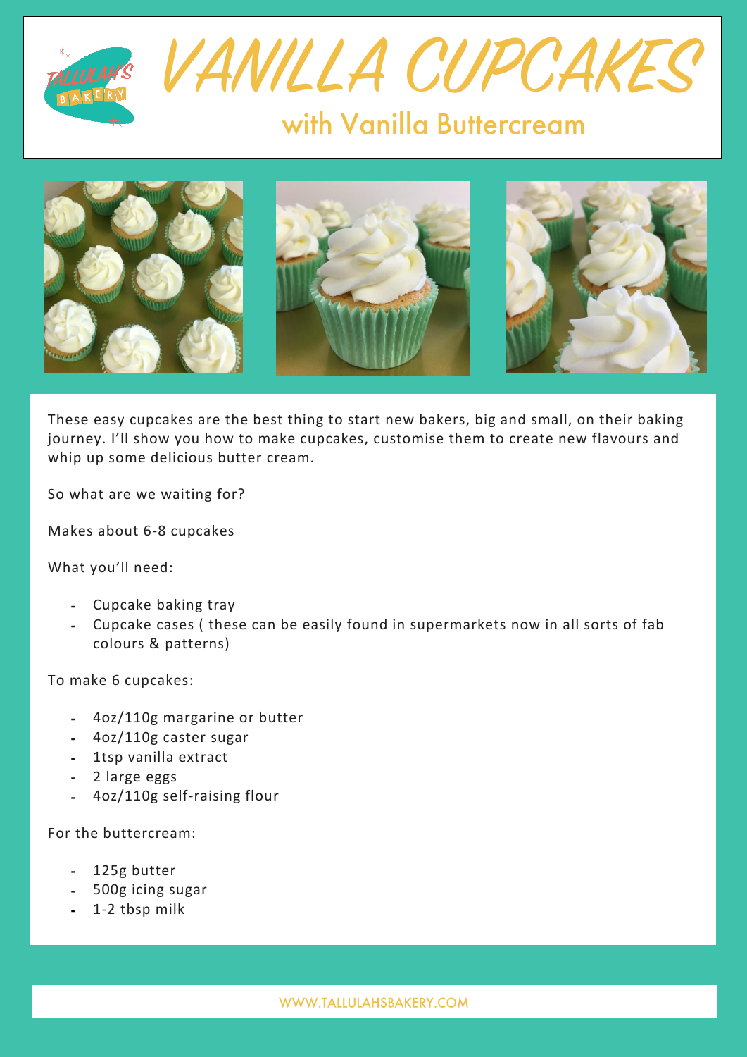# VANILLA CUPCAKES

## with Vanilla Buttercream

These easy cupcakes are the best thing to start new bakers, big and small, on their baking journey. I'll show you how to make cupcakes, customise them to create new flavours and whip up some delicious butter cream.

So what are we waiting for?

Makes about 6-8 cupcakes

What you'll need:

- Cupcake baking tray
- Cupcake cases ( these can be easily found in supermarkets now in all sorts of fab colours & patterns)

To make 6 cupcakes:

- 4oz/110g margarine or butter
- 4oz/110g caster sugar
- 1tsp vanilla extract
- 2 large eggs
- 4oz/110g self-raising flour

For the buttercream:

- 125g butter
- 500g icing sugar
- 1-2 tbsp milk

WWW.TALLULAHSBAKERY.COM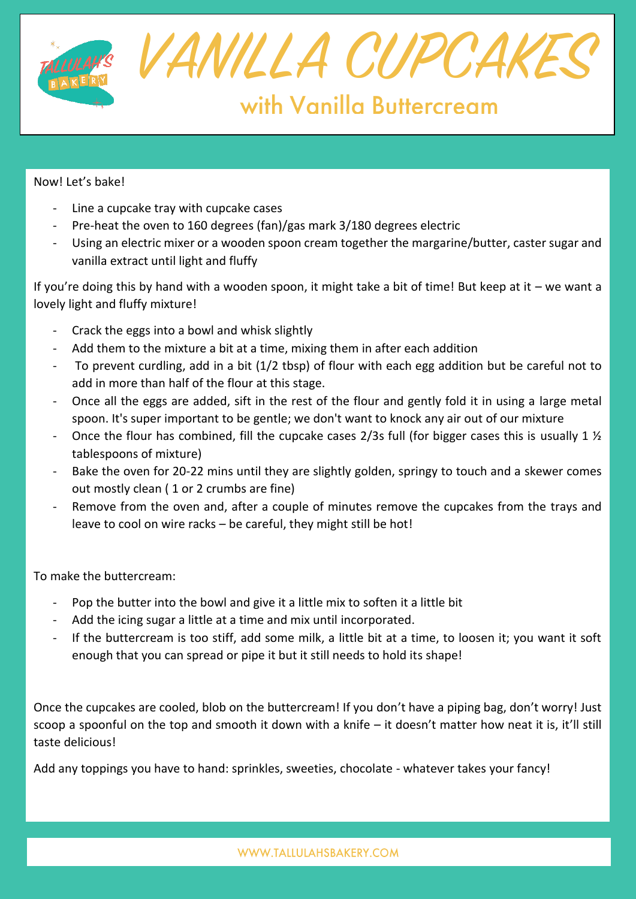# VANILLA CUPCAKES

## with Vanilla Buttercream

Now! Let's bake!

- Line a cupcake tray with cupcake cases
- Pre-heat the oven to 160 degrees (fan)/gas mark 3/180 degrees electric
- Using an electric mixer or a wooden spoon cream together the margarine/butter, caster sugar and vanilla extract until light and fluffy

If you're doing this by hand with a wooden spoon, it might take a bit of time! But keep at it – we want a lovely light and fluffy mixture!

- Crack the eggs into a bowl and whisk slightly
- Add them to the mixture a bit at a time, mixing them in after each addition
- To prevent curdling, add in a bit (1/2 tbsp) of flour with each egg addition but be careful not to add in more than half of the flour at this stage.
- Once all the eggs are added, sift in the rest of the flour and gently fold it in using a large metal spoon. It's super important to be gentle; we don't want to knock any air out of our mixture
- Once the flour has combined, fill the cupcake cases 2/3s full (for bigger cases this is usually 1 ½ tablespoons of mixture)
- Bake the oven for 20-22 mins until they are slightly golden, springy to touch and a skewer comes out mostly clean ( 1 or 2 crumbs are fine)
- Remove from the oven and, after a couple of minutes remove the cupcakes from the trays and leave to cool on wire racks – be careful, they might still be hot!

To make the buttercream:

- Pop the butter into the bowl and give it a little mix to soften it a little bit
- Add the icing sugar a little at a time and mix until incorporated.
- If the buttercream is too stiff, add some milk, a little bit at a time, to loosen it; you want it soft enough that you can spread or pipe it but it still needs to hold its shape!

Once the cupcakes are cooled, blob on the buttercream! If you don't have a piping bag, don't worry! Just scoop a spoonful on the top and smooth it down with a knife – it doesn't matter how neat it is, it'll still taste delicious!

Add any toppings you have to hand: sprinkles, sweeties, chocolate - whatever takes your fancy!

WWW.TALLULAHSBAKERY.COM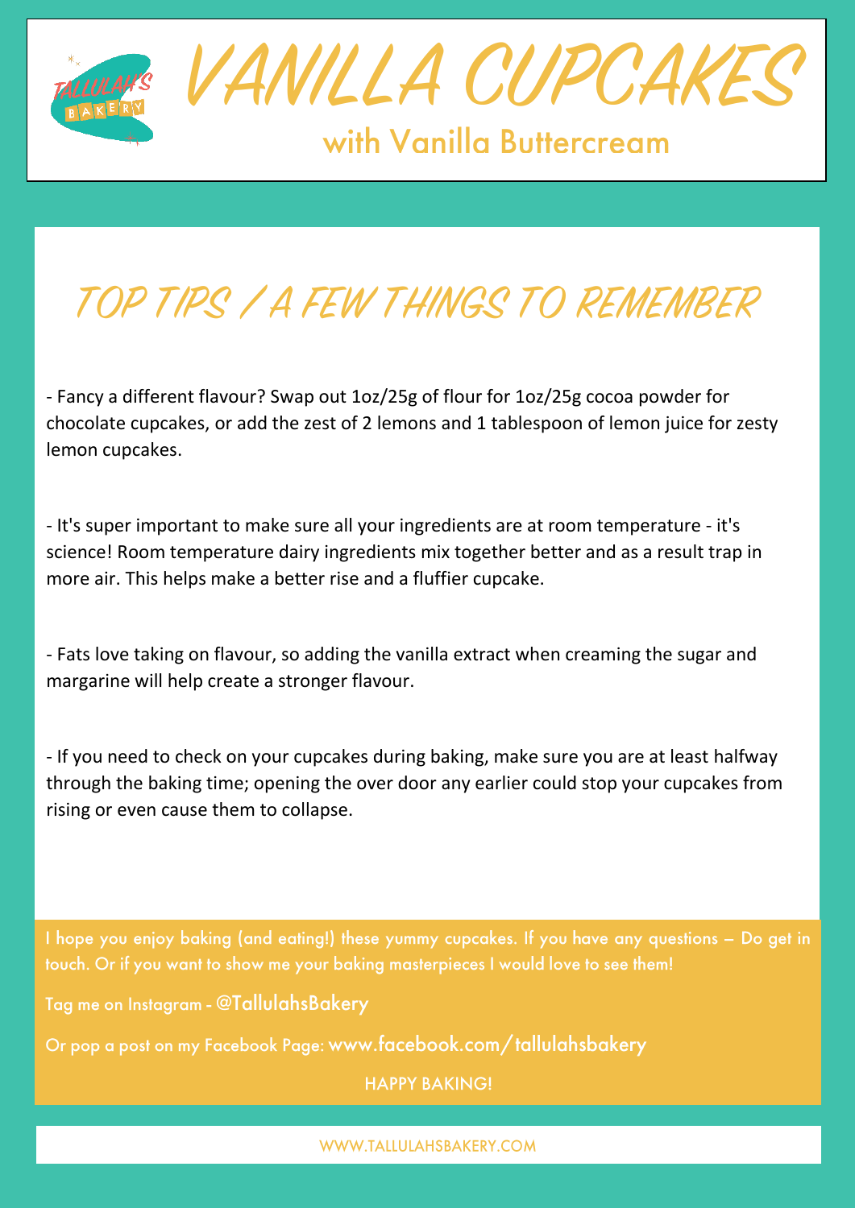# VANILLA CUPCAKES

## with Vanilla Buttercream

## TOP TIPS / A FEW THINGS TO REMEMBER

- Fancy a different flavour? Swap out 1oz/25g of flour for 1oz/25g cocoa powder for chocolate cupcakes, or add the zest of 2 lemons and 1 tablespoon of lemon juice for zesty lemon cupcakes.

- It's super important to make sure all your ingredients are at room temperature - it's science! Room temperature dairy ingredients mix together better and as a result trap in more air. This helps make a better rise and a fluffier cupcake.

- Fats love taking on flavour, so adding the vanilla extract when creaming the sugar and margarine will help create a stronger flavour.

- If you need to check on your cupcakes during baking, make sure you are at least halfway through the baking time; opening the over door any earlier could stop your cupcakes from rising or even cause them to collapse.

I hope you enjoy baking (and eating!) these yummy cupcakes. If you have any questions – Do get in touch. Or if you want to show me your baking masterpieces I would love to see them!

Tag me on Instagram - @TallulahsBakery

Or pop a post on my Facebook Page: www.facebook.com/tallulahsbakery

HAPPY BAKING!

WWW.TALLULAHSBAKERY.COM